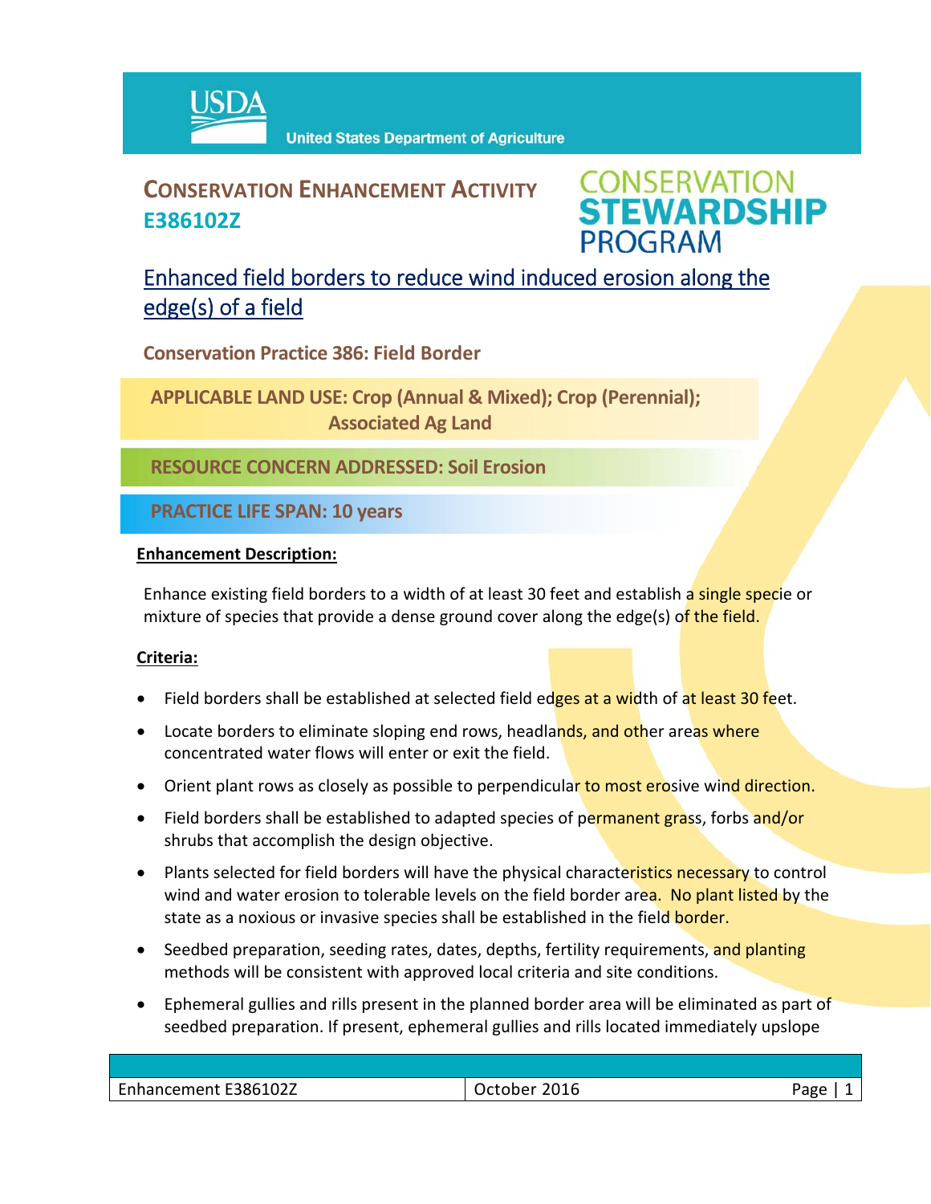# CONSERVATION ENHANCEMENT ACTIVITY E386102Z

CONSERVATION STEWARDSHIP PROGRAM

## Enhanced field borders to reduce wind induced erosion along the edge(s) of a field

**Conservation Practice 386: Field Border**

**APPLICABLE LAND USE: Crop (Annual & Mixed); Crop (Perennial); Associated Ag Land**

**RESOURCE CONCERN ADDRESSED: Soil Erosion**

**PRACTICE LIFE SPAN: 10 years**

**Enhancement Description:**

Enhance existing field borders to a width of at least 30 feet and establish a single specie or mixture of species that provide a dense ground cover along the edge(s) of the field.

**Criteria:**

- Field borders shall be established at selected field edges at a width of at least 30 feet.
- Locate borders to eliminate sloping end rows, headlands, and other areas where concentrated water flows will enter or exit the field.
- Orient plant rows as closely as possible to perpendicular to most erosive wind direction.
- Field borders shall be established to adapted species of permanent grass, forbs and/or shrubs that accomplish the design objective.
- Plants selected for field borders will have the physical characteristics necessary to control wind and water erosion to tolerable levels on the field border area. No plant listed by the state as a noxious or invasive species shall be established in the field border.
- Seedbed preparation, seeding rates, dates, depths, fertility requirements, and planting methods will be consistent with approved local criteria and site conditions.
- Ephemeral gullies and rills present in the planned border area will be eliminated as part of seedbed preparation. If present, ephemeral gullies and rills located immediately upslope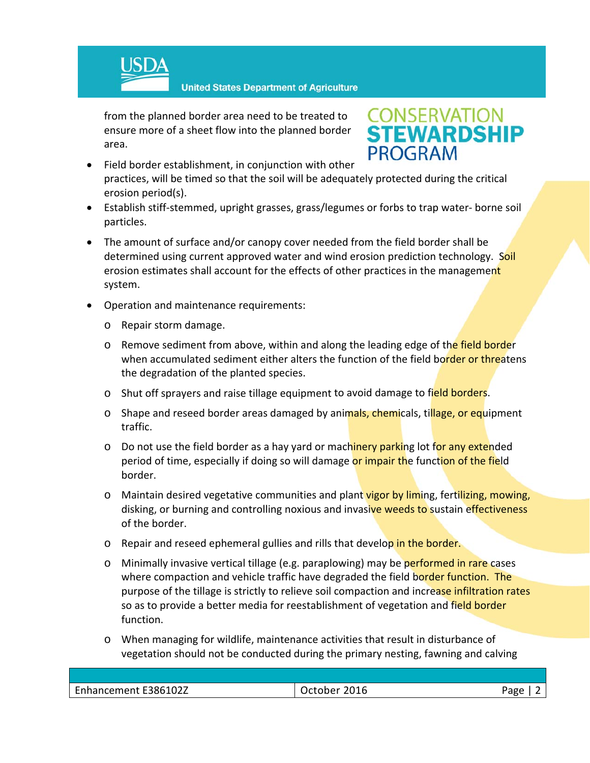from the planned border area need to be treated to ensure more of a sheet flow into the planned border area.

- Field border establishment, in conjunction with other practices, will be timed so that the soil will be adequately protected during the critical erosion period(s).
- Establish stiff-stemmed, upright grasses, grass/legumes or forbs to trap water- borne soil particles.
- The amount of surface and/or canopy cover needed from the field border shall be determined using current approved water and wind erosion prediction technology. Soil erosion estimates shall account for the effects of other practices in the management system.
- Operation and maintenance requirements:
  - Repair storm damage.
  - Remove sediment from above, within and along the leading edge of the field border when accumulated sediment either alters the function of the field border or threatens the degradation of the planted species.
  - Shut off sprayers and raise tillage equipment to avoid damage to field borders.
  - Shape and reseed border areas damaged by animals, chemicals, tillage, or equipment traffic.
  - Do not use the field border as a hay yard or machinery parking lot for any extended period of time, especially if doing so will damage or impair the function of the field border.
  - Maintain desired vegetative communities and plant vigor by liming, fertilizing, mowing, disking, or burning and controlling noxious and invasive weeds to sustain effectiveness of the border.
  - Repair and reseed ephemeral gullies and rills that develop in the border.
  - Minimally invasive vertical tillage (e.g. paraplowing) may be performed in rare cases where compaction and vehicle traffic have degraded the field border function. The purpose of the tillage is strictly to relieve soil compaction and increase infiltration rates so as to provide a better media for reestablishment of vegetation and field border function.
  - When managing for wildlife, maintenance activities that result in disturbance of vegetation should not be conducted during the primary nesting, fawning and calving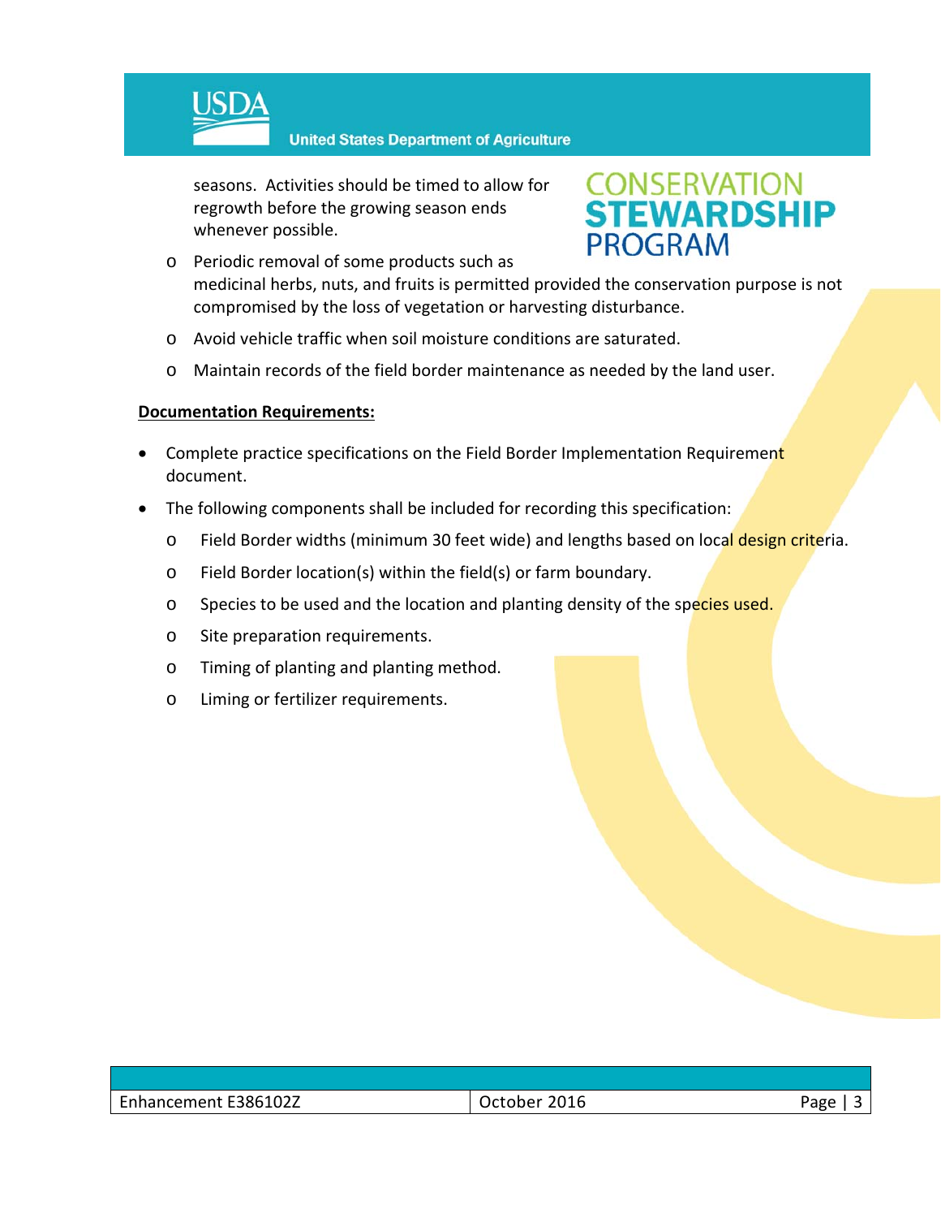seasons. Activities should be timed to allow for regrowth before the growing season ends whenever possible.

- Periodic removal of some products such as medicinal herbs, nuts, and fruits is permitted provided the conservation purpose is not compromised by the loss of vegetation or harvesting disturbance.
- Avoid vehicle traffic when soil moisture conditions are saturated.
- Maintain records of the field border maintenance as needed by the land user.

**Documentation Requirements:**

- Complete practice specifications on the Field Border Implementation Requirement document.
- The following components shall be included for recording this specification:
  - Field Border widths (minimum 30 feet wide) and lengths based on local design criteria.
  - Field Border location(s) within the field(s) or farm boundary.
  - Species to be used and the location and planting density of the species used.
  - Site preparation requirements.
  - Timing of planting and planting method.
  - Liming or fertilizer requirements.